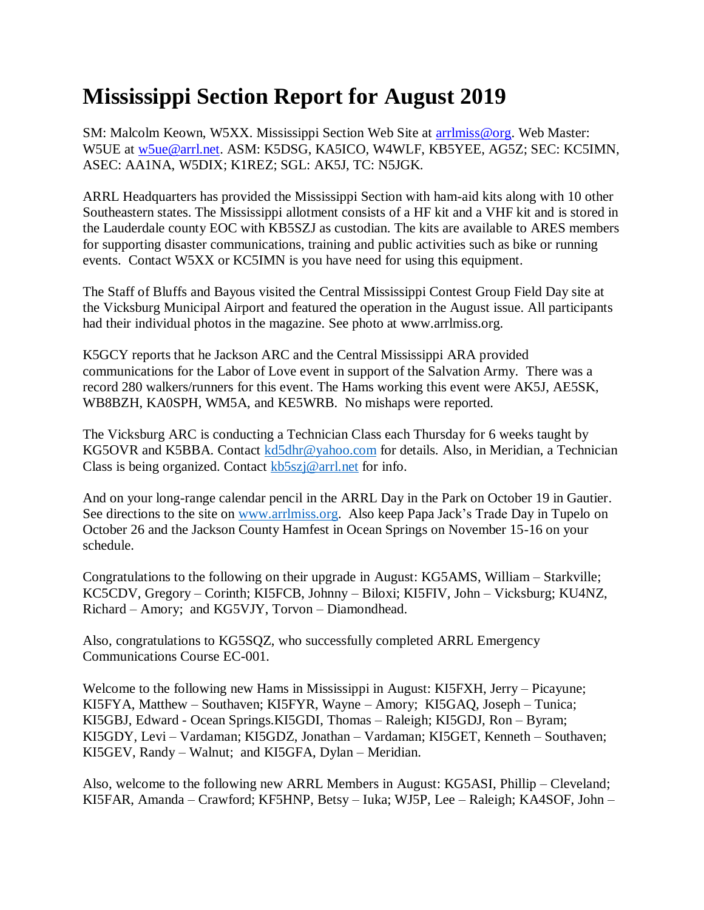# Mississippi Section Report for August 2019

SM: Malcolm Keown, W5XX. Mississippi Section Web Site at arrlmiss@org. Web Master: W5UE at w5ue@arrl.net. ASM: K5DSG, KA5ICO, W4WLF, KB5YEE, AG5Z; SEC: KC5IMN, ASEC: AA1NA, W5DIX; K1REZ; SGL: AK5J, TC: N5JGK.

ARRL Headquarters has provided the Mississippi Section with ham-aid kits along with 10 other Southeastern states. The Mississippi allotment consists of a HF kit and a VHF kit and is stored in the Lauderdale county EOC with KB5SZJ as custodian. The kits are available to ARES members for supporting disaster communications, training and public activities such as bike or running events. Contact W5XX or KC5IMN is you have need for using this equipment.

The Staff of Bluffs and Bayous visited the Central Mississippi Contest Group Field Day site at the Vicksburg Municipal Airport and featured the operation in the August issue. All participants had their individual photos in the magazine. See photo at www.arrlmiss.org.

K5GCY reports that he Jackson ARC and the Central Mississippi ARA provided communications for the Labor of Love event in support of the Salvation Army. There was a record 280 walkers/runners for this event. The Hams working this event were AK5J, AE5SK, WB8BZH, KA0SPH, WM5A, and KE5WRB. No mishaps were reported.

The Vicksburg ARC is conducting a Technician Class each Thursday for 6 weeks taught by KG5OVR and K5BBA. Contact kd5dhr@yahoo.com for details. Also, in Meridian, a Technician Class is being organized. Contact kb5szj@arrl.net for info.

And on your long-range calendar pencil in the ARRL Day in the Park on October 19 in Gautier. See directions to the site on www.arrlmiss.org. Also keep Papa Jack's Trade Day in Tupelo on October 26 and the Jackson County Hamfest in Ocean Springs on November 15-16 on your schedule.

Congratulations to the following on their upgrade in August: KG5AMS, William – Starkville; KC5CDV, Gregory – Corinth; KI5FCB, Johnny – Biloxi; KI5FIV, John – Vicksburg; KU4NZ, Richard – Amory; and KG5VJY, Torvon – Diamondhead.

Also, congratulations to KG5SQZ, who successfully completed ARRL Emergency Communications Course EC-001.

Welcome to the following new Hams in Mississippi in August: KI5FXH, Jerry – Picayune; KI5FYA, Matthew – Southaven; KI5FYR, Wayne – Amory; KI5GAQ, Joseph – Tunica; KI5GBJ, Edward - Ocean Springs.KI5GDI, Thomas – Raleigh; KI5GDJ, Ron – Byram; KI5GDY, Levi – Vardaman; KI5GDZ, Jonathan – Vardaman; KI5GET, Kenneth – Southaven; KI5GEV, Randy – Walnut; and KI5GFA, Dylan – Meridian.

Also, welcome to the following new ARRL Members in August: KG5ASI, Phillip – Cleveland; KI5FAR, Amanda – Crawford; KF5HNP, Betsy – Iuka; WJ5P, Lee – Raleigh; KA4SOF, John –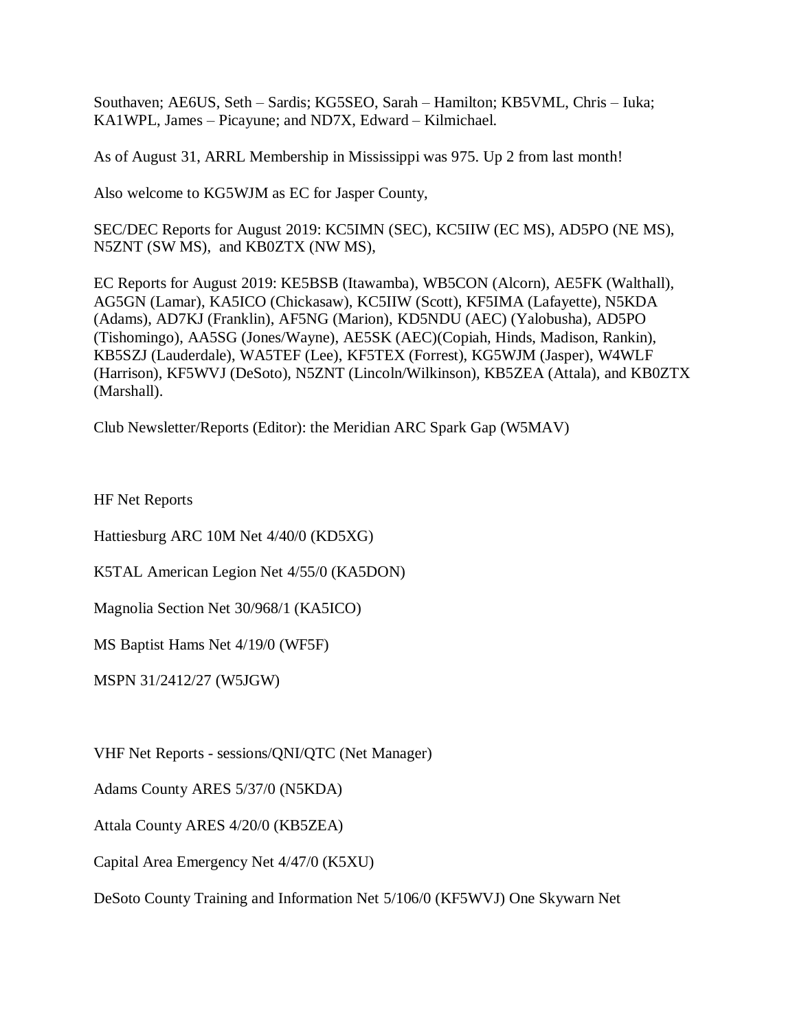Southaven; AE6US, Seth – Sardis; KG5SEO, Sarah – Hamilton; KB5VML, Chris – Iuka; KA1WPL, James – Picayune; and ND7X, Edward – Kilmichael.

As of August 31, ARRL Membership in Mississippi was 975. Up 2 from last month!

Also welcome to KG5WJM as EC for Jasper County,

SEC/DEC Reports for August 2019: KC5IMN (SEC), KC5IIW (EC MS), AD5PO (NE MS), N5ZNT (SW MS), and KB0ZTX (NW MS),

EC Reports for August 2019: KE5BSB (Itawamba), WB5CON (Alcorn), AE5FK (Walthall), AG5GN (Lamar), KA5ICO (Chickasaw), KC5IIW (Scott), KF5IMA (Lafayette), N5KDA (Adams), AD7KJ (Franklin), AF5NG (Marion), KD5NDU (AEC) (Yalobusha), AD5PO (Tishomingo), AA5SG (Jones/Wayne), AE5SK (AEC)(Copiah, Hinds, Madison, Rankin), KB5SZJ (Lauderdale), WA5TEF (Lee), KF5TEX (Forrest), KG5WJM (Jasper), W4WLF (Harrison), KF5WVJ (DeSoto), N5ZNT (Lincoln/Wilkinson), KB5ZEA (Attala), and KB0ZTX (Marshall).

Club Newsletter/Reports (Editor): the Meridian ARC Spark Gap (W5MAV)

HF Net Reports

Hattiesburg ARC 10M Net 4/40/0 (KD5XG)

K5TAL American Legion Net 4/55/0 (KA5DON)

Magnolia Section Net 30/968/1 (KA5ICO)

MS Baptist Hams Net 4/19/0 (WF5F)

MSPN 31/2412/27 (W5JGW)

VHF Net Reports - sessions/QNI/QTC (Net Manager)

Adams County ARES 5/37/0 (N5KDA)

Attala County ARES 4/20/0 (KB5ZEA)

Capital Area Emergency Net 4/47/0 (K5XU)

DeSoto County Training and Information Net 5/106/0 (KF5WVJ) One Skywarn Net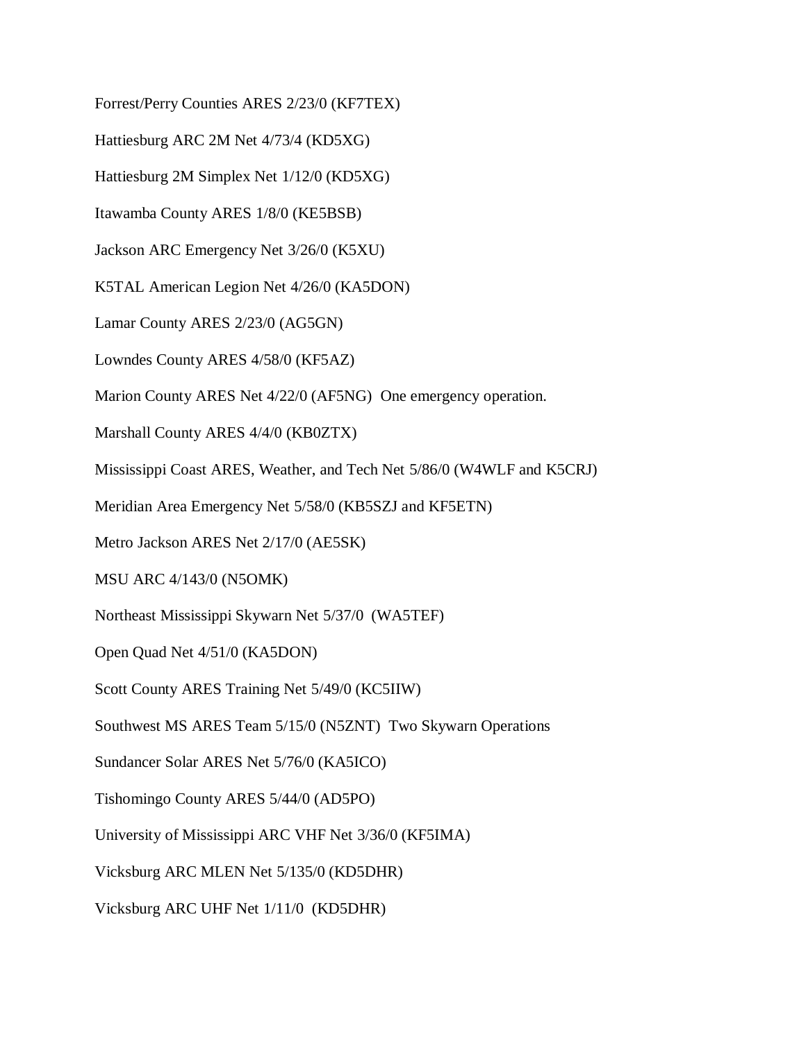Forrest/Perry Counties ARES 2/23/0 (KF7TEX)

Hattiesburg ARC 2M Net 4/73/4 (KD5XG)

Hattiesburg 2M Simplex Net 1/12/0 (KD5XG)

Itawamba County ARES 1/8/0 (KE5BSB)

Jackson ARC Emergency Net 3/26/0 (K5XU)

K5TAL American Legion Net 4/26/0 (KA5DON)

Lamar County ARES 2/23/0 (AG5GN)

Lowndes County ARES 4/58/0 (KF5AZ)

Marion County ARES Net 4/22/0 (AF5NG) One emergency operation.

Marshall County ARES 4/4/0 (KB0ZTX)

Mississippi Coast ARES, Weather, and Tech Net 5/86/0 (W4WLF and K5CRJ)

Meridian Area Emergency Net 5/58/0 (KB5SZJ and KF5ETN)

Metro Jackson ARES Net 2/17/0 (AE5SK)

MSU ARC 4/143/0 (N5OMK)

Northeast Mississippi Skywarn Net 5/37/0 (WA5TEF)

Open Quad Net 4/51/0 (KA5DON)

Scott County ARES Training Net 5/49/0 (KC5IIW)

Southwest MS ARES Team 5/15/0 (N5ZNT) Two Skywarn Operations

Sundancer Solar ARES Net 5/76/0 (KA5ICO)

Tishomingo County ARES 5/44/0 (AD5PO)

University of Mississippi ARC VHF Net 3/36/0 (KF5IMA)

Vicksburg ARC MLEN Net 5/135/0 (KD5DHR)

Vicksburg ARC UHF Net 1/11/0 (KD5DHR)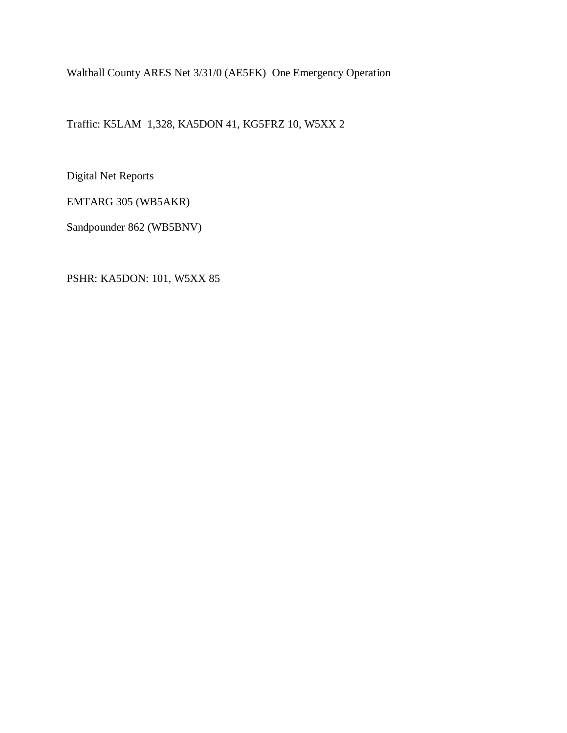Walthall County ARES Net 3/31/0 (AE5FK)  One Emergency Operation

Traffic: K5LAM  1,328, KA5DON 41, KG5FRZ 10, W5XX 2

Digital Net Reports

EMTARG 305 (WB5AKR)

Sandpounder 862 (WB5BNV)

PSHR: KA5DON: 101, W5XX 85